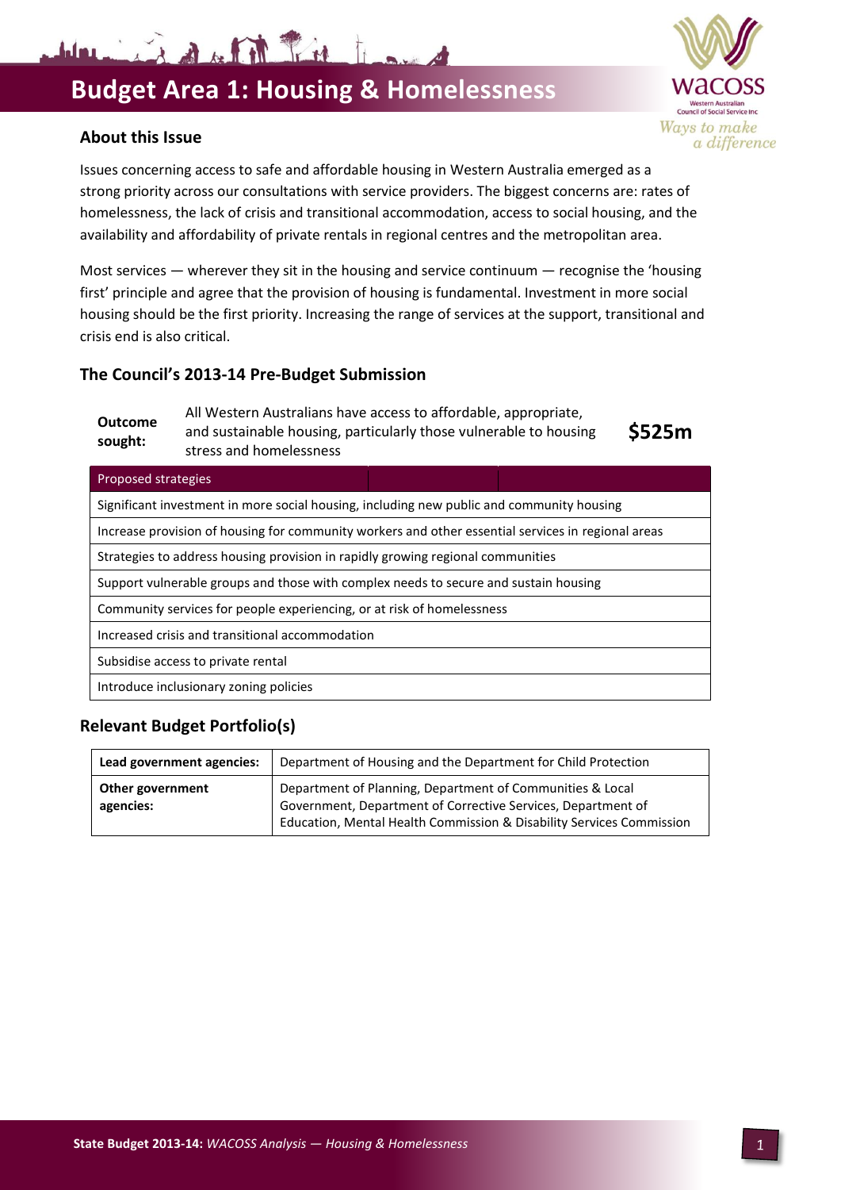# Budget Area 1: Housing & Homelessness

## About this Issue

Issues concerning access to safe and affordable housing in Western Australia emerged as a strong priority across our consultations with service providers. The biggest concerns are: rates of homelessness, the lack of crisis and transitional accommodation, access to social housing, and the availability and affordability of private rentals in regional centres and the metropolitan area.

Most services — wherever they sit in the housing and service continuum — recognise the 'housing first' principle and agree that the provision of housing is fundamental. Investment in more social housing should be the first priority. Increasing the range of services at the support, transitional and crisis end is also critical.

## The Council's 2013-14 Pre-Budget Submission

| **Outcome sought:** | All Western Australians have access to affordable, appropriate, and sustainable housing, particularly those vulnerable to housing stress and homelessness | **$525m** |
|---|---|---|

| Proposed strategies |
|---|
| Significant investment in more social housing, including new public and community housing |
| Increase provision of housing for community workers and other essential services in regional areas |
| Strategies to address housing provision in rapidly growing regional communities |
| Support vulnerable groups and those with complex needs to secure and sustain housing |
| Community services for people experiencing, or at risk of homelessness |
| Increased crisis and transitional accommodation |
| Subsidise access to private rental |
| Introduce inclusionary zoning policies |

## Relevant Budget Portfolio(s)

| **Lead government agencies:** | Department of Housing and the Department for Child Protection |
|---|---|
| **Other government agencies:** | Department of Planning, Department of Communities & Local Government, Department of Corrective Services, Department of Education, Mental Health Commission & Disability Services Commission |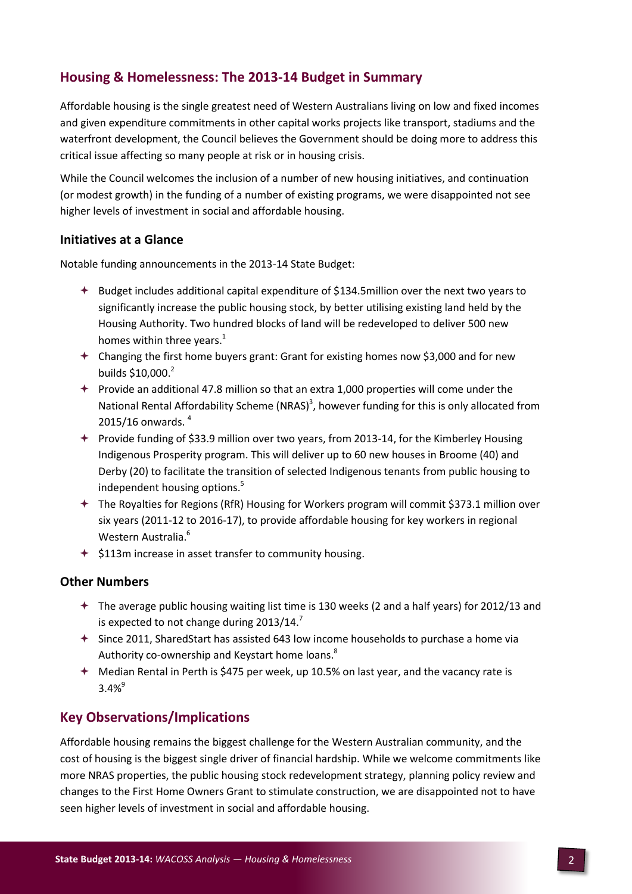## Housing & Homelessness: The 2013-14 Budget in Summary

Affordable housing is the single greatest need of Western Australians living on low and fixed incomes and given expenditure commitments in other capital works projects like transport, stadiums and the waterfront development, the Council believes the Government should be doing more to address this critical issue affecting so many people at risk or in housing crisis.

While the Council welcomes the inclusion of a number of new housing initiatives, and continuation (or modest growth) in the funding of a number of existing programs, we were disappointed not see higher levels of investment in social and affordable housing.

### Initiatives at a Glance

Notable funding announcements in the 2013-14 State Budget:

- Budget includes additional capital expenditure of $134.5million over the next two years to significantly increase the public housing stock, by better utilising existing land held by the Housing Authority. Two hundred blocks of land will be redeveloped to deliver 500 new homes within three years.[1]
- Changing the first home buyers grant: Grant for existing homes now $3,000 and for new builds $10,000.[2]
- Provide an additional 47.8 million so that an extra 1,000 properties will come under the National Rental Affordability Scheme (NRAS)[3], however funding for this is only allocated from 2015/16 onwards. [4]
- Provide funding of $33.9 million over two years, from 2013-14, for the Kimberley Housing Indigenous Prosperity program. This will deliver up to 60 new houses in Broome (40) and Derby (20) to facilitate the transition of selected Indigenous tenants from public housing to independent housing options.[5]
- The Royalties for Regions (RfR) Housing for Workers program will commit $373.1 million over six years (2011-12 to 2016-17), to provide affordable housing for key workers in regional Western Australia.[6]
- $113m increase in asset transfer to community housing.

### Other Numbers

- The average public housing waiting list time is 130 weeks (2 and a half years) for 2012/13 and is expected to not change during 2013/14.[7]
- Since 2011, SharedStart has assisted 643 low income households to purchase a home via Authority co-ownership and Keystart home loans.[8]
- Median Rental in Perth is $475 per week, up 10.5% on last year, and the vacancy rate is 3.4%[9]

## Key Observations/Implications

Affordable housing remains the biggest challenge for the Western Australian community, and the cost of housing is the biggest single driver of financial hardship. While we welcome commitments like more NRAS properties, the public housing stock redevelopment strategy, planning policy review and changes to the First Home Owners Grant to stimulate construction, we are disappointed not to have seen higher levels of investment in social and affordable housing.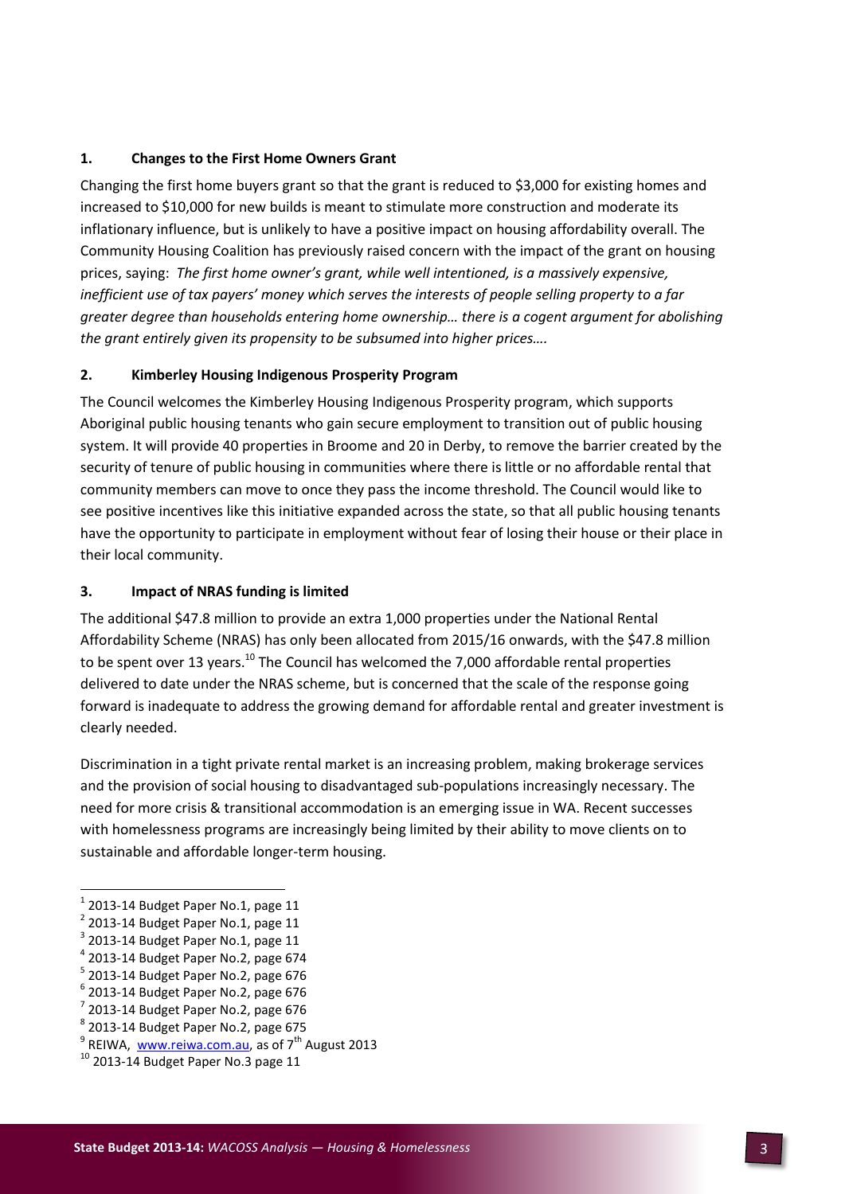### 1. Changes to the First Home Owners Grant

Changing the first home buyers grant so that the grant is reduced to $3,000 for existing homes and increased to $10,000 for new builds is meant to stimulate more construction and moderate its inflationary influence, but is unlikely to have a positive impact on housing affordability overall. The Community Housing Coalition has previously raised concern with the impact of the grant on housing prices, saying: *The first home owner's grant, while well intentioned, is a massively expensive, inefficient use of tax payers' money which serves the interests of people selling property to a far greater degree than households entering home ownership… there is a cogent argument for abolishing the grant entirely given its propensity to be subsumed into higher prices….*

### 2. Kimberley Housing Indigenous Prosperity Program

The Council welcomes the Kimberley Housing Indigenous Prosperity program, which supports Aboriginal public housing tenants who gain secure employment to transition out of public housing system. It will provide 40 properties in Broome and 20 in Derby, to remove the barrier created by the security of tenure of public housing in communities where there is little or no affordable rental that community members can move to once they pass the income threshold. The Council would like to see positive incentives like this initiative expanded across the state, so that all public housing tenants have the opportunity to participate in employment without fear of losing their house or their place in their local community.

### 3. Impact of NRAS funding is limited

The additional $47.8 million to provide an extra 1,000 properties under the National Rental Affordability Scheme (NRAS) has only been allocated from 2015/16 onwards, with the $47.8 million to be spent over 13 years.[10] The Council has welcomed the 7,000 affordable rental properties delivered to date under the NRAS scheme, but is concerned that the scale of the response going forward is inadequate to address the growing demand for affordable rental and greater investment is clearly needed.

Discrimination in a tight private rental market is an increasing problem, making brokerage services and the provision of social housing to disadvantaged sub-populations increasingly necessary. The need for more crisis & transitional accommodation is an emerging issue in WA. Recent successes with homelessness programs are increasingly being limited by their ability to move clients on to sustainable and affordable longer-term housing.

---

[1] 2013-14 Budget Paper No.1, page 11
[2] 2013-14 Budget Paper No.1, page 11
[3] 2013-14 Budget Paper No.1, page 11
[4] 2013-14 Budget Paper No.2, page 674
[5] 2013-14 Budget Paper No.2, page 676
[6] 2013-14 Budget Paper No.2, page 676
[7] 2013-14 Budget Paper No.2, page 676
[8] 2013-14 Budget Paper No.2, page 675
[9] REIWA, www.reiwa.com.au, as of 7th August 2013
[10] 2013-14 Budget Paper No.3 page 11